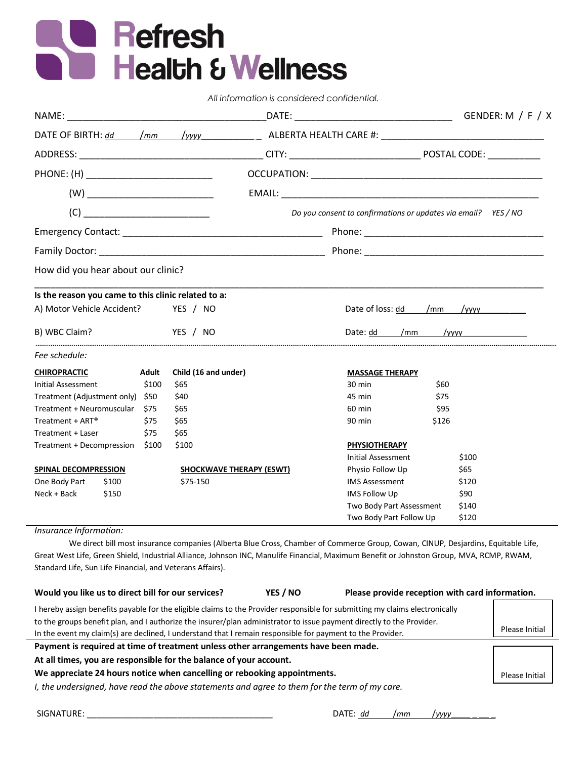# Refresh Health & Wellness

*All information is considered confidential.*

NAME: ______________________________ DATE: ______________________ GENDER: M / F / X

DATE OF BIRTH: dd /mm /yyyy ____________ ALBERTA HEALTH CARE #: ________________________

ADDRESS: ____________________________ CITY: ____________________ POSTAL CODE: __________

PHONE: (H) ______________________ OCCUPATION: ____________________________________

(W) ______________________ EMAIL: ________________________________________

(C) ______________________ *Do you consent to confirmations or updates via email? YES / NO*

Emergency Contact: ______________________________ Phone: ____________________________

Family Doctor: __________________________________ Phone: ____________________________

How did you hear about our clinic?

______________________________________________________________________________

**Is the reason you came to this clinic related to a:**

A) Motor Vehicle Accident? YES / NO Date of loss: dd /mm /yyyy __________

B) WBC Claim? YES / NO Date: dd /mm /yyyy __________

*Fee schedule:*

| **CHIROPRACTIC** | **Adult** | **Child (16 and under)** |
|---|---|---|
| Initial Assessment | $100 | $65 |
| Treatment (Adjustment only) | $50 | $40 |
| Treatment + Neuromuscular | $75 | $65 |
| Treatment + ART® | $75 | $65 |
| Treatment + Laser | $75 | $65 |
| Treatment + Decompression | $100 | $100 |

| **MASSAGE THERAPY** | |
|---|---|
| 30 min | $60 |
| 45 min | $75 |
| 60 min | $95 |
| 90 min | $126 |

| **PHYSIOTHERAPY** | |
|---|---|
| Initial Assessment | $100 |
| Physio Follow Up | $65 |
| IMS Assessment | $120 |
| IMS Follow Up | $90 |
| Two Body Part Assessment | $140 |
| Two Body Part Follow Up | $120 |

| **SPINAL DECOMPRESSION** | |
|---|---|
| One Body Part | $100 |
| Neck + Back | $150 |

**SHOCKWAVE THERAPY (ESWT)**
$75-150

*Insurance Information:*

We direct bill most insurance companies (Alberta Blue Cross, Chamber of Commerce Group, Cowan, CINUP, Desjardins, Equitable Life, Great West Life, Green Shield, Industrial Alliance, Johnson INC, Manulife Financial, Maximum Benefit or Johnston Group, MVA, RCMP, RWAM, Standard Life, Sun Life Financial, and Veterans Affairs).

**Would you like us to direct bill for our services?** **YES / NO** **Please provide reception with card information.**

I hereby assign benefits payable for the eligible claims to the Provider responsible for submitting my claims electronically to the groups benefit plan, and I authorize the insurer/plan administrator to issue payment directly to the Provider. In the event my claim(s) are declined, I understand that I remain responsible for payment to the Provider.

Please Initial

**Payment is required at time of treatment unless other arrangements have been made.**
**At all times, you are responsible for the balance of your account.**
**We appreciate 24 hours notice when cancelling or rebooking appointments.**
*I, the undersigned, have read the above statements and agree to them for the term of my care.*

Please Initial

SIGNATURE: ______________________________ DATE: dd /mm /yyyy ________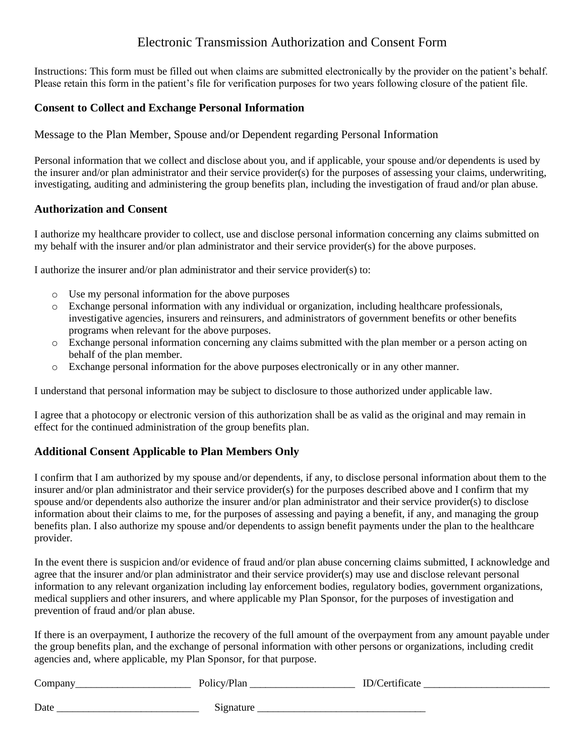# Electronic Transmission Authorization and Consent Form

Instructions: This form must be filled out when claims are submitted electronically by the provider on the patient's behalf. Please retain this form in the patient's file for verification purposes for two years following closure of the patient file.

## Consent to Collect and Exchange Personal Information

Message to the Plan Member, Spouse and/or Dependent regarding Personal Information

Personal information that we collect and disclose about you, and if applicable, your spouse and/or dependents is used by the insurer and/or plan administrator and their service provider(s) for the purposes of assessing your claims, underwriting, investigating, auditing and administering the group benefits plan, including the investigation of fraud and/or plan abuse.

## Authorization and Consent

I authorize my healthcare provider to collect, use and disclose personal information concerning any claims submitted on my behalf with the insurer and/or plan administrator and their service provider(s) for the above purposes.

I authorize the insurer and/or plan administrator and their service provider(s) to:

- Use my personal information for the above purposes
- Exchange personal information with any individual or organization, including healthcare professionals, investigative agencies, insurers and reinsurers, and administrators of government benefits or other benefits programs when relevant for the above purposes.
- Exchange personal information concerning any claims submitted with the plan member or a person acting on behalf of the plan member.
- Exchange personal information for the above purposes electronically or in any other manner.

I understand that personal information may be subject to disclosure to those authorized under applicable law.

I agree that a photocopy or electronic version of this authorization shall be as valid as the original and may remain in effect for the continued administration of the group benefits plan.

## Additional Consent Applicable to Plan Members Only

I confirm that I am authorized by my spouse and/or dependents, if any, to disclose personal information about them to the insurer and/or plan administrator and their service provider(s) for the purposes described above and I confirm that my spouse and/or dependents also authorize the insurer and/or plan administrator and their service provider(s) to disclose information about their claims to me, for the purposes of assessing and paying a benefit, if any, and managing the group benefits plan. I also authorize my spouse and/or dependents to assign benefit payments under the plan to the healthcare provider.

In the event there is suspicion and/or evidence of fraud and/or plan abuse concerning claims submitted, I acknowledge and agree that the insurer and/or plan administrator and their service provider(s) may use and disclose relevant personal information to any relevant organization including lay enforcement bodies, regulatory bodies, government organizations, medical suppliers and other insurers, and where applicable my Plan Sponsor, for the purposes of investigation and prevention of fraud and/or plan abuse.

If there is an overpayment, I authorize the recovery of the full amount of the overpayment from any amount payable under the group benefits plan, and the exchange of personal information with other persons or organizations, including credit agencies and, where applicable, my Plan Sponsor, for that purpose.

Company______________________ Policy/Plan ____________________ ID/Certificate ________________________

Date ___________________________ Signature _______________________________